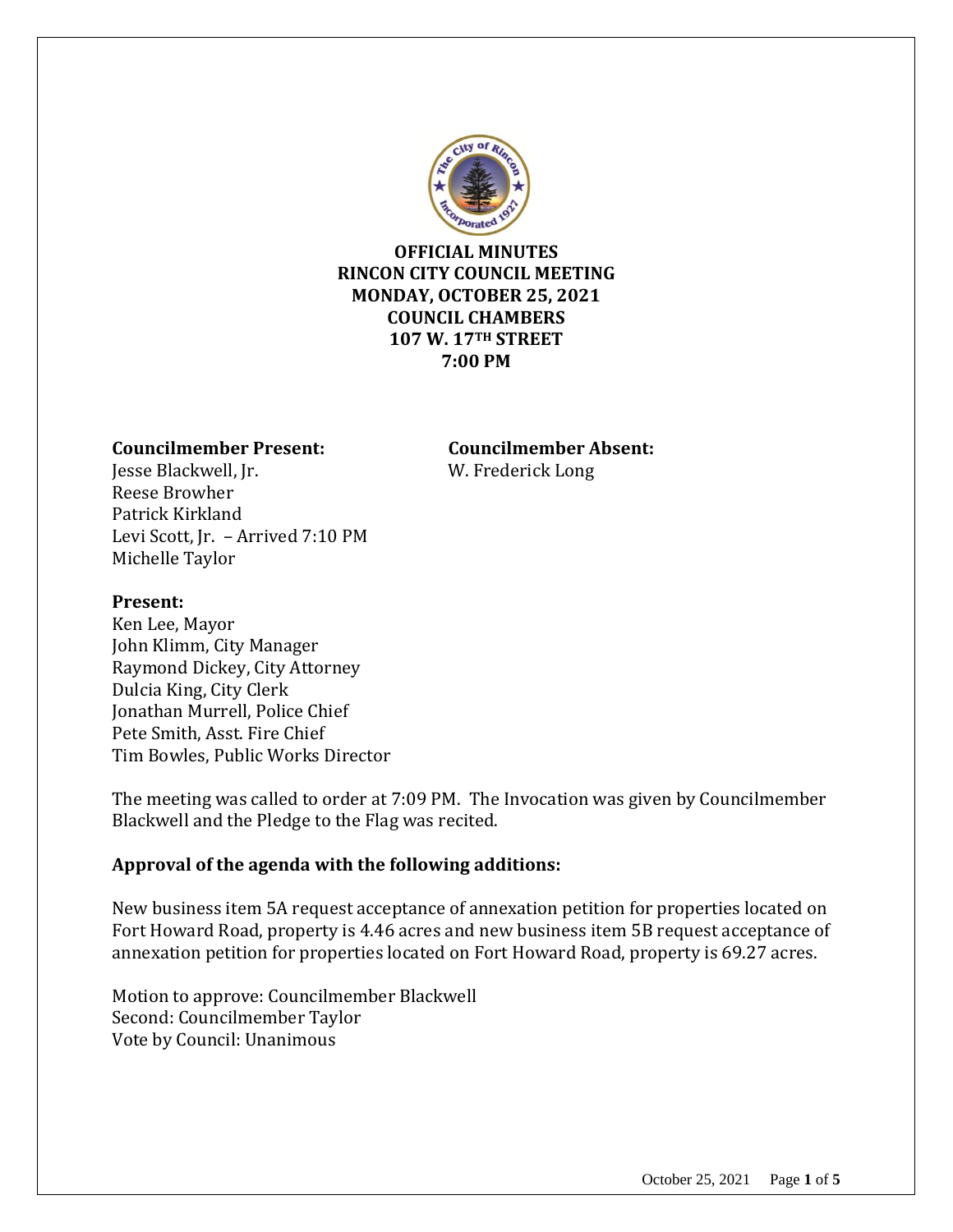**OFFICIAL MINUTES**
**RINCON CITY COUNCIL MEETING**
**MONDAY, OCTOBER 25, 2021**
**COUNCIL CHAMBERS**
**107 W. 17TH STREET**
**7:00 PM**

**Councilmember Present:**
Jesse Blackwell, Jr.
Reese Browher
Patrick Kirkland
Levi Scott, Jr. – Arrived 7:10 PM
Michelle Taylor

**Councilmember Absent:**
W. Frederick Long

**Present:**
Ken Lee, Mayor
John Klimm, City Manager
Raymond Dickey, City Attorney
Dulcia King, City Clerk
Jonathan Murrell, Police Chief
Pete Smith, Asst. Fire Chief
Tim Bowles, Public Works Director

The meeting was called to order at 7:09 PM. The Invocation was given by Councilmember Blackwell and the Pledge to the Flag was recited.

**Approval of the agenda with the following additions:**

New business item 5A request acceptance of annexation petition for properties located on Fort Howard Road, property is 4.46 acres and new business item 5B request acceptance of annexation petition for properties located on Fort Howard Road, property is 69.27 acres.

Motion to approve: Councilmember Blackwell
Second: Councilmember Taylor
Vote by Council: Unanimous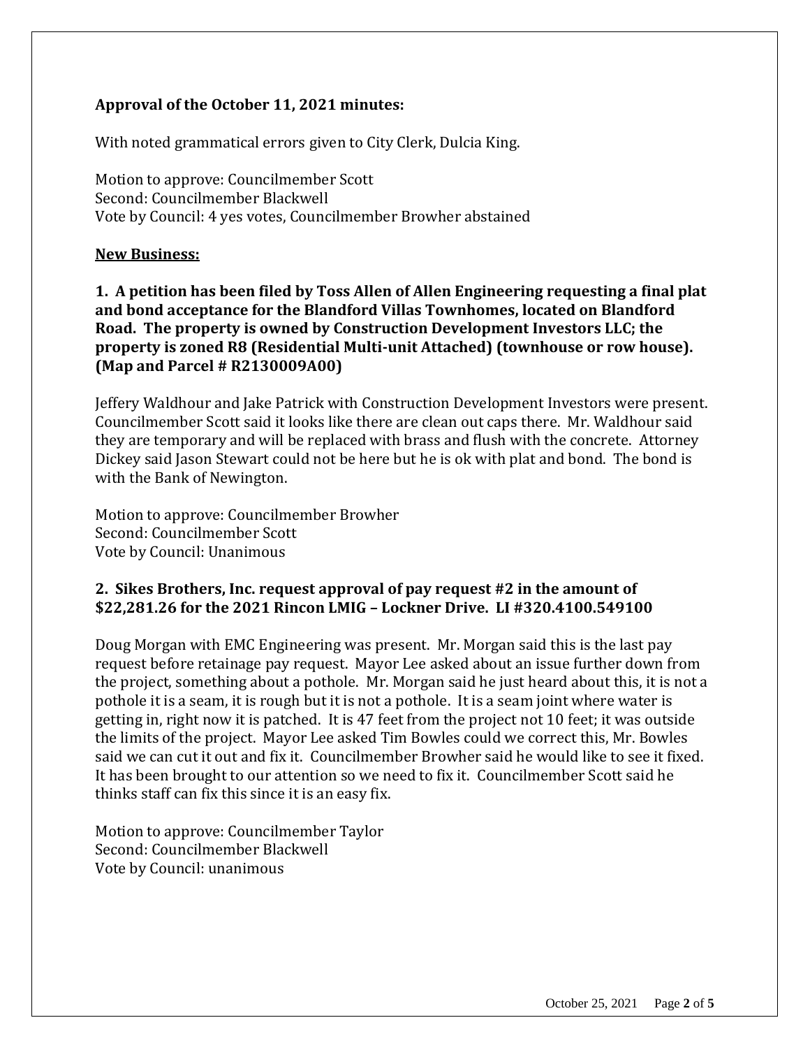**Approval of the October 11, 2021 minutes:**

With noted grammatical errors given to City Clerk, Dulcia King.

Motion to approve: Councilmember Scott
Second: Councilmember Blackwell
Vote by Council: 4 yes votes, Councilmember Browher abstained

**New Business:**

**1. A petition has been filed by Toss Allen of Allen Engineering requesting a final plat and bond acceptance for the Blandford Villas Townhomes, located on Blandford Road. The property is owned by Construction Development Investors LLC; the property is zoned R8 (Residential Multi-unit Attached) (townhouse or row house). (Map and Parcel # R2130009A00)**

Jeffery Waldhour and Jake Patrick with Construction Development Investors were present. Councilmember Scott said it looks like there are clean out caps there. Mr. Waldhour said they are temporary and will be replaced with brass and flush with the concrete. Attorney Dickey said Jason Stewart could not be here but he is ok with plat and bond. The bond is with the Bank of Newington.

Motion to approve: Councilmember Browher
Second: Councilmember Scott
Vote by Council: Unanimous

**2. Sikes Brothers, Inc. request approval of pay request #2 in the amount of $22,281.26 for the 2021 Rincon LMIG – Lockner Drive. LI #320.4100.549100**

Doug Morgan with EMC Engineering was present. Mr. Morgan said this is the last pay request before retainage pay request. Mayor Lee asked about an issue further down from the project, something about a pothole. Mr. Morgan said he just heard about this, it is not a pothole it is a seam, it is rough but it is not a pothole. It is a seam joint where water is getting in, right now it is patched. It is 47 feet from the project not 10 feet; it was outside the limits of the project. Mayor Lee asked Tim Bowles could we correct this, Mr. Bowles said we can cut it out and fix it. Councilmember Browher said he would like to see it fixed. It has been brought to our attention so we need to fix it. Councilmember Scott said he thinks staff can fix this since it is an easy fix.

Motion to approve: Councilmember Taylor
Second: Councilmember Blackwell
Vote by Council: unanimous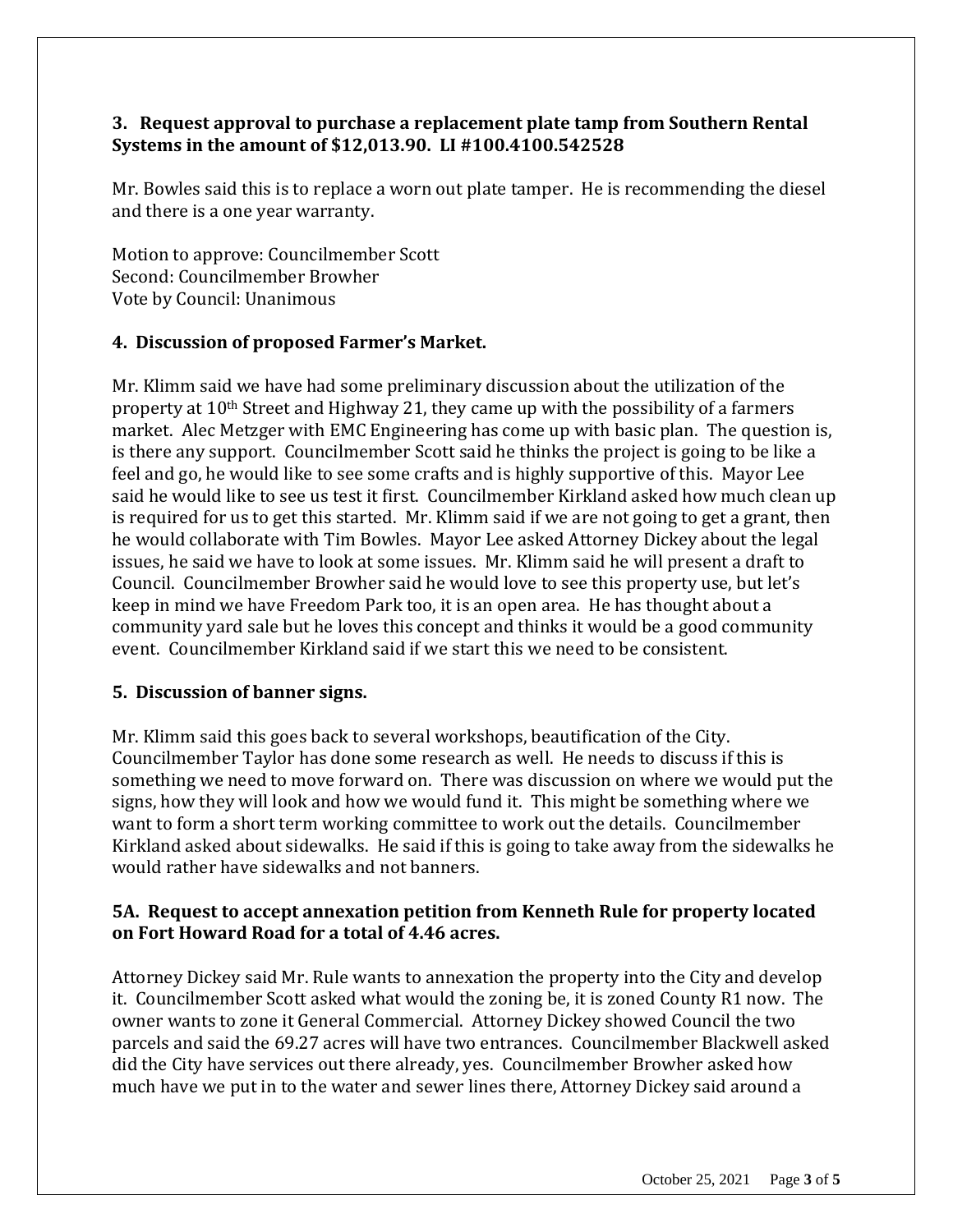### 3. Request approval to purchase a replacement plate tamp from Southern Rental Systems in the amount of $12,013.90. LI #100.4100.542528

Mr. Bowles said this is to replace a worn out plate tamper. He is recommending the diesel and there is a one year warranty.

Motion to approve: Councilmember Scott
Second: Councilmember Browher
Vote by Council: Unanimous

### 4. Discussion of proposed Farmer's Market.

Mr. Klimm said we have had some preliminary discussion about the utilization of the property at 10th Street and Highway 21, they came up with the possibility of a farmers market. Alec Metzger with EMC Engineering has come up with basic plan. The question is, is there any support. Councilmember Scott said he thinks the project is going to be like a feel and go, he would like to see some crafts and is highly supportive of this. Mayor Lee said he would like to see us test it first. Councilmember Kirkland asked how much clean up is required for us to get this started. Mr. Klimm said if we are not going to get a grant, then he would collaborate with Tim Bowles. Mayor Lee asked Attorney Dickey about the legal issues, he said we have to look at some issues. Mr. Klimm said he will present a draft to Council. Councilmember Browher said he would love to see this property use, but let's keep in mind we have Freedom Park too, it is an open area. He has thought about a community yard sale but he loves this concept and thinks it would be a good community event. Councilmember Kirkland said if we start this we need to be consistent.

### 5. Discussion of banner signs.

Mr. Klimm said this goes back to several workshops, beautification of the City. Councilmember Taylor has done some research as well. He needs to discuss if this is something we need to move forward on. There was discussion on where we would put the signs, how they will look and how we would fund it. This might be something where we want to form a short term working committee to work out the details. Councilmember Kirkland asked about sidewalks. He said if this is going to take away from the sidewalks he would rather have sidewalks and not banners.

### 5A. Request to accept annexation petition from Kenneth Rule for property located on Fort Howard Road for a total of 4.46 acres.

Attorney Dickey said Mr. Rule wants to annexation the property into the City and develop it. Councilmember Scott asked what would the zoning be, it is zoned County R1 now. The owner wants to zone it General Commercial. Attorney Dickey showed Council the two parcels and said the 69.27 acres will have two entrances. Councilmember Blackwell asked did the City have services out there already, yes. Councilmember Browher asked how much have we put in to the water and sewer lines there, Attorney Dickey said around a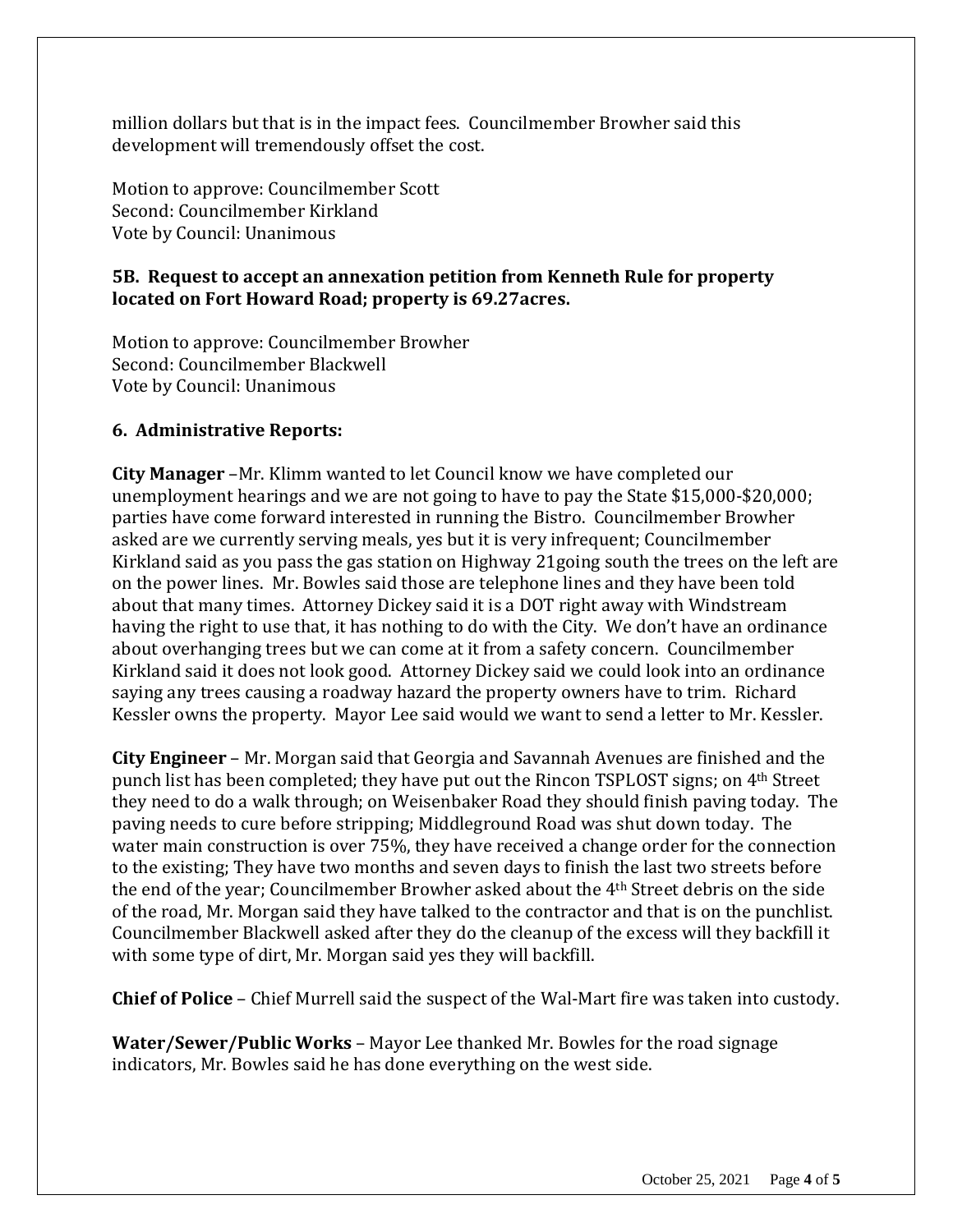million dollars but that is in the impact fees. Councilmember Browher said this development will tremendously offset the cost.

Motion to approve: Councilmember Scott
Second: Councilmember Kirkland
Vote by Council: Unanimous

**5B. Request to accept an annexation petition from Kenneth Rule for property located on Fort Howard Road; property is 69.27acres.**

Motion to approve: Councilmember Browher
Second: Councilmember Blackwell
Vote by Council: Unanimous

**6. Administrative Reports:**

**City Manager** –Mr. Klimm wanted to let Council know we have completed our unemployment hearings and we are not going to have to pay the State \$15,000-\$20,000; parties have come forward interested in running the Bistro. Councilmember Browher asked are we currently serving meals, yes but it is very infrequent; Councilmember Kirkland said as you pass the gas station on Highway 21going south the trees on the left are on the power lines. Mr. Bowles said those are telephone lines and they have been told about that many times. Attorney Dickey said it is a DOT right away with Windstream having the right to use that, it has nothing to do with the City. We don't have an ordinance about overhanging trees but we can come at it from a safety concern. Councilmember Kirkland said it does not look good. Attorney Dickey said we could look into an ordinance saying any trees causing a roadway hazard the property owners have to trim. Richard Kessler owns the property. Mayor Lee said would we want to send a letter to Mr. Kessler.

**City Engineer** – Mr. Morgan said that Georgia and Savannah Avenues are finished and the punch list has been completed; they have put out the Rincon TSPLOST signs; on 4th Street they need to do a walk through; on Weisenbaker Road they should finish paving today. The paving needs to cure before stripping; Middleground Road was shut down today. The water main construction is over 75%, they have received a change order for the connection to the existing; They have two months and seven days to finish the last two streets before the end of the year; Councilmember Browher asked about the 4th Street debris on the side of the road, Mr. Morgan said they have talked to the contractor and that is on the punchlist. Councilmember Blackwell asked after they do the cleanup of the excess will they backfill it with some type of dirt, Mr. Morgan said yes they will backfill.

**Chief of Police** – Chief Murrell said the suspect of the Wal-Mart fire was taken into custody.

**Water/Sewer/Public Works** – Mayor Lee thanked Mr. Bowles for the road signage indicators, Mr. Bowles said he has done everything on the west side.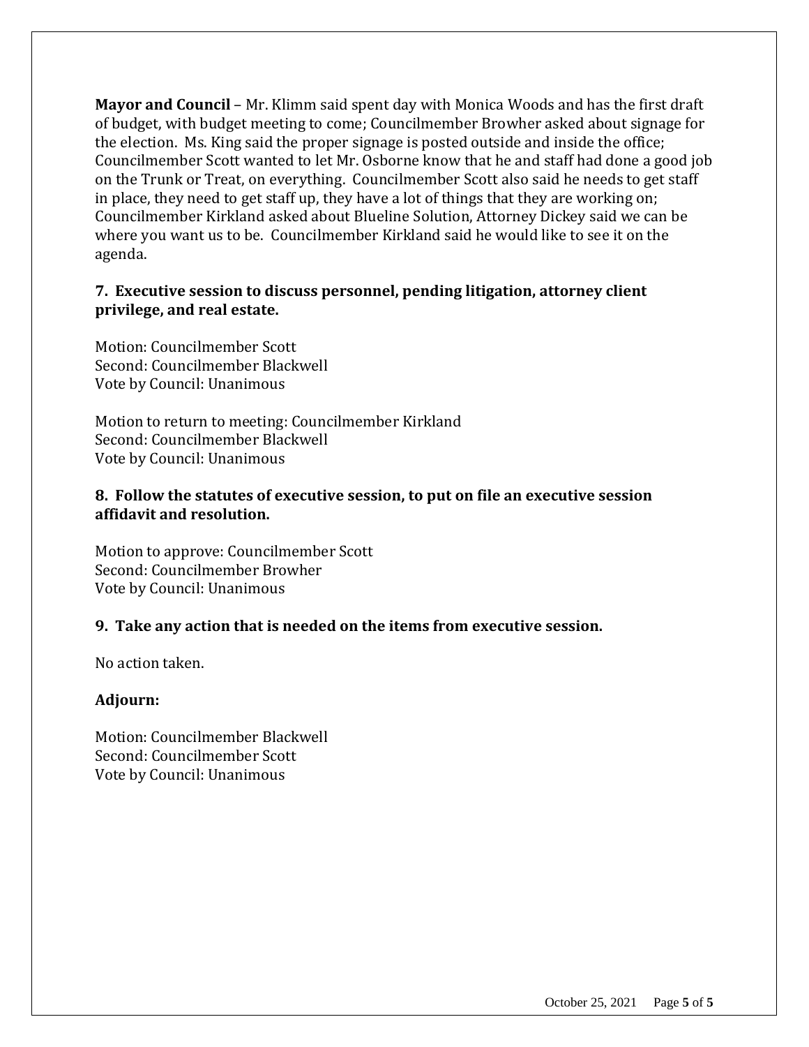**Mayor and Council** – Mr. Klimm said spent day with Monica Woods and has the first draft of budget, with budget meeting to come; Councilmember Browher asked about signage for the election. Ms. King said the proper signage is posted outside and inside the office; Councilmember Scott wanted to let Mr. Osborne know that he and staff had done a good job on the Trunk or Treat, on everything. Councilmember Scott also said he needs to get staff in place, they need to get staff up, they have a lot of things that they are working on; Councilmember Kirkland asked about Blueline Solution, Attorney Dickey said we can be where you want us to be. Councilmember Kirkland said he would like to see it on the agenda.

**7. Executive session to discuss personnel, pending litigation, attorney client privilege, and real estate.**

Motion: Councilmember Scott
Second: Councilmember Blackwell
Vote by Council: Unanimous

Motion to return to meeting: Councilmember Kirkland
Second: Councilmember Blackwell
Vote by Council: Unanimous

**8. Follow the statutes of executive session, to put on file an executive session affidavit and resolution.**

Motion to approve: Councilmember Scott
Second: Councilmember Browher
Vote by Council: Unanimous

**9. Take any action that is needed on the items from executive session.**

No action taken.

**Adjourn:**

Motion: Councilmember Blackwell
Second: Councilmember Scott
Vote by Council: Unanimous